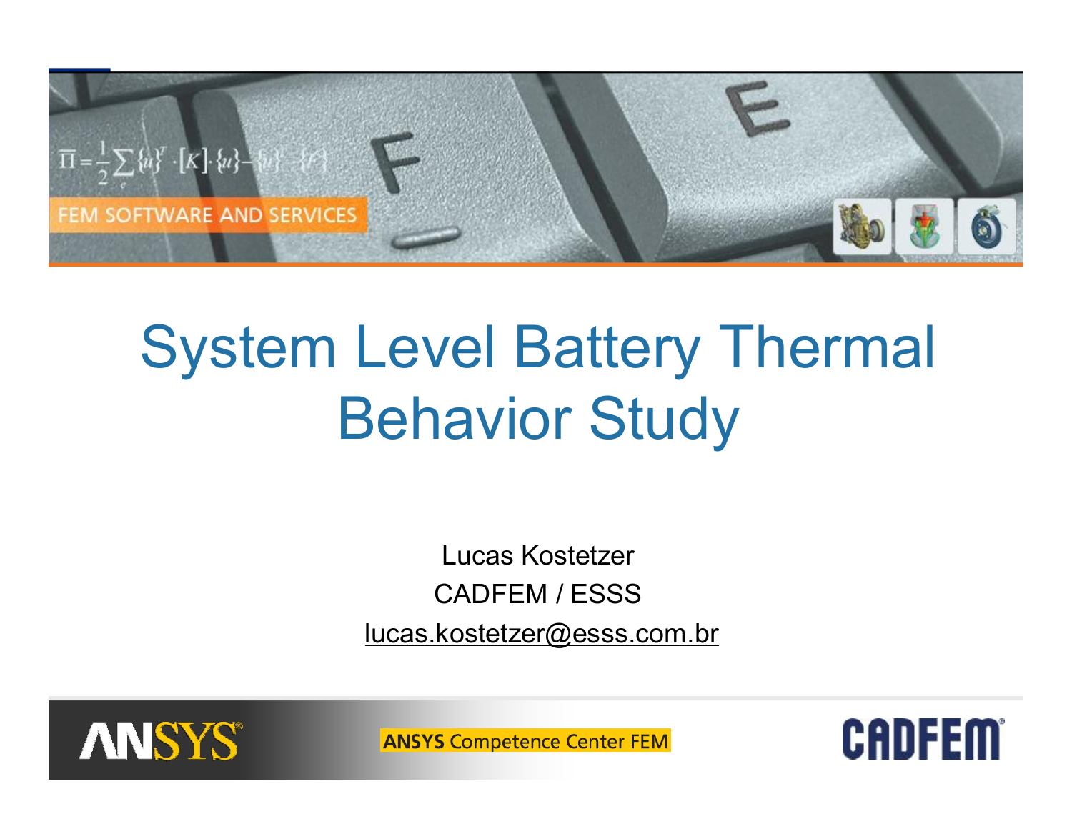# System Level Battery Thermal Behavior Study

Lucas Kostetzer

CADFEM / ESSS

lucas.kostetzer@esss.com.br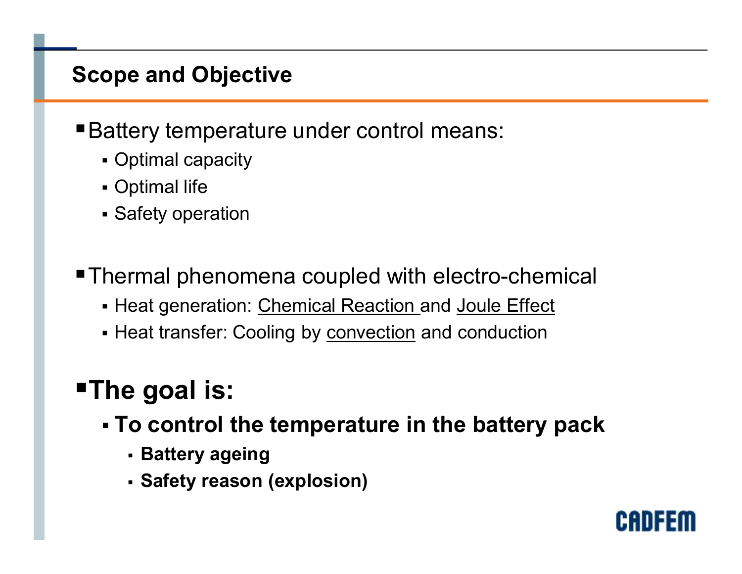## Scope and Objective

- Battery temperature under control means:
  - Optimal capacity
  - Optimal life
  - Safety operation

- Thermal phenomena coupled with electro-chemical
  - Heat generation: <u>Chemical Reaction</u> and <u>Joule Effect</u>
  - Heat transfer: Cooling by <u>convection</u> and conduction

- **The goal is:**
  - **To control the temperature in the battery pack**
    - **Battery ageing**
    - **Safety reason (explosion)**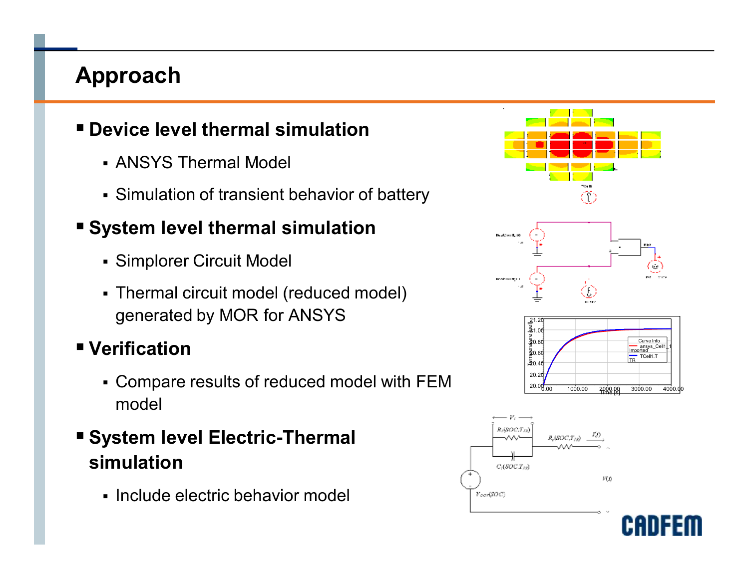# Approach

- **Device level thermal simulation**
  - ANSYS Thermal Model
  - Simulation of transient behavior of battery
- **System level thermal simulation**
  - Simplorer Circuit Model
  - Thermal circuit model (reduced model) generated by MOR for ANSYS
- **Verification**
  - Compare results of reduced model with FEM model
- **System level Electric-Thermal simulation**
  - Include electric behavior model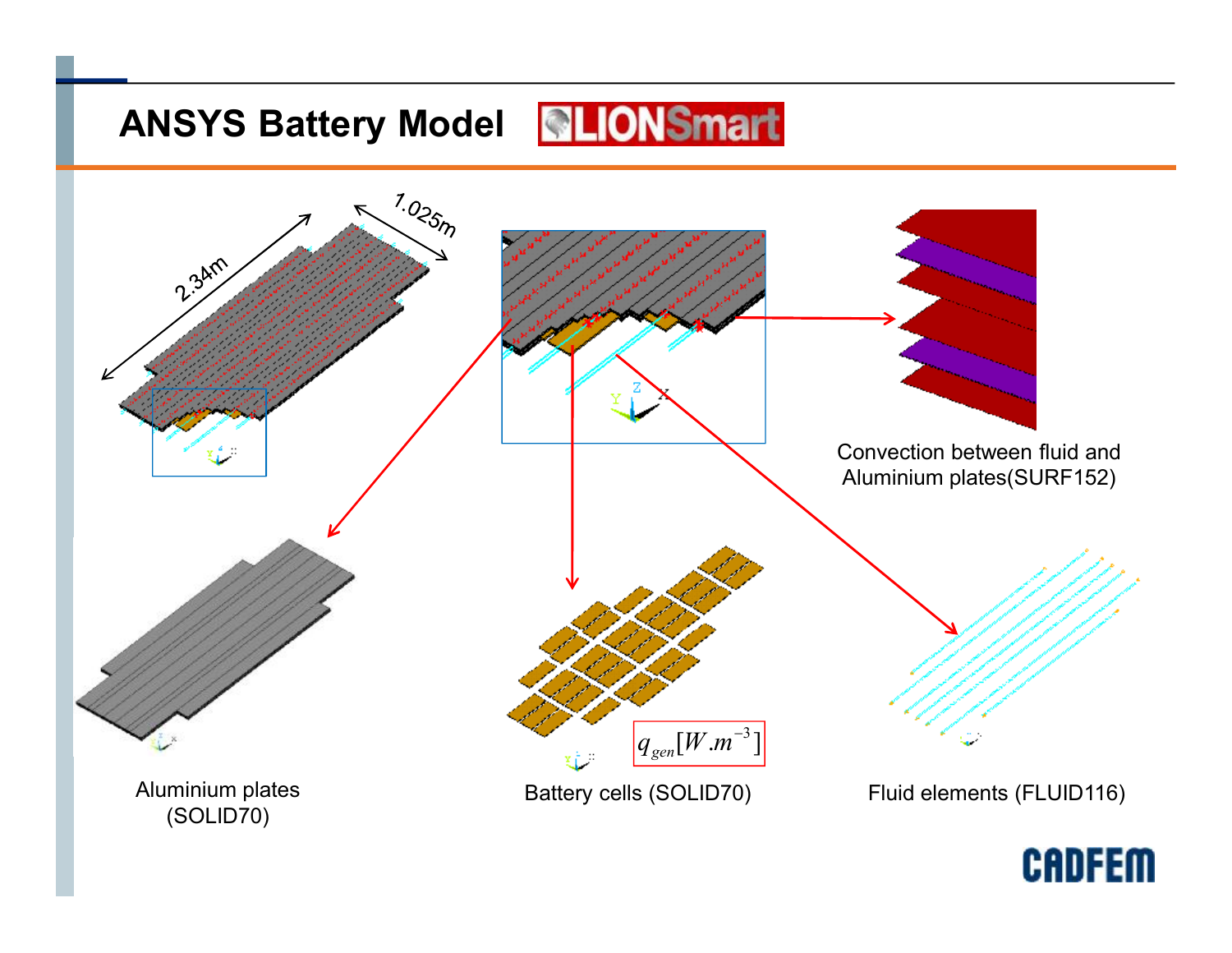# ANSYS Battery Model

LIONSmart

2.34m

1.025m

Convection between fluid and Aluminium plates(SURF152)

Aluminium plates (SOLID70)

$q_{gen}[W.m^{-3}]$

Battery cells (SOLID70)

Fluid elements (FLUID116)

CADFEM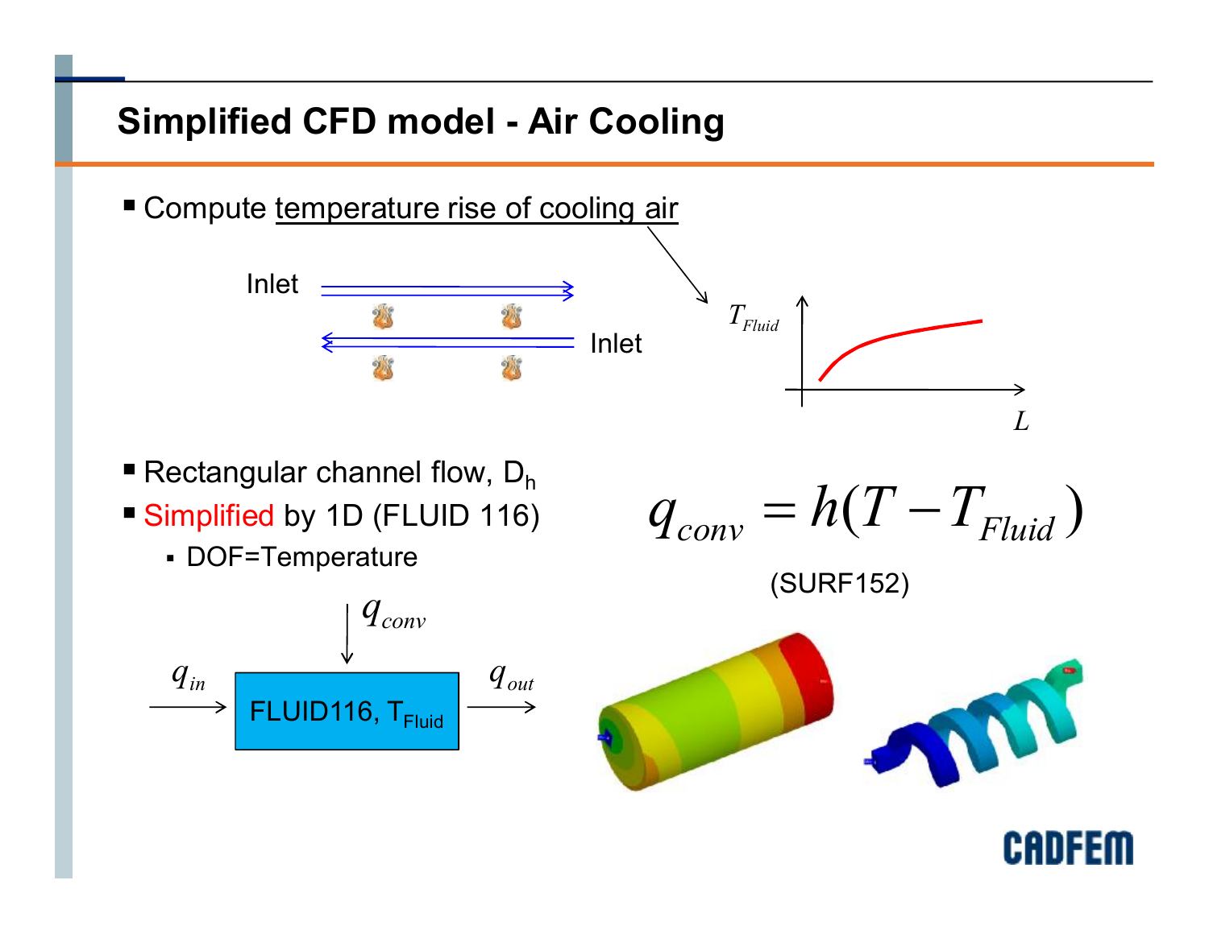# Simplified CFD model - Air Cooling

- Compute temperature rise of cooling air

Inlet

Inlet

$T_{Fluid}$

$L$

- Rectangular channel flow, $D_h$
- Simplified by 1D (FLUID 116)
  - DOF=Temperature

$$q_{conv} = h(T - T_{Fluid})$$

(SURF152)

$q_{conv}$

$q_{in}$ → FLUID116, $T_{Fluid}$ → $q_{out}$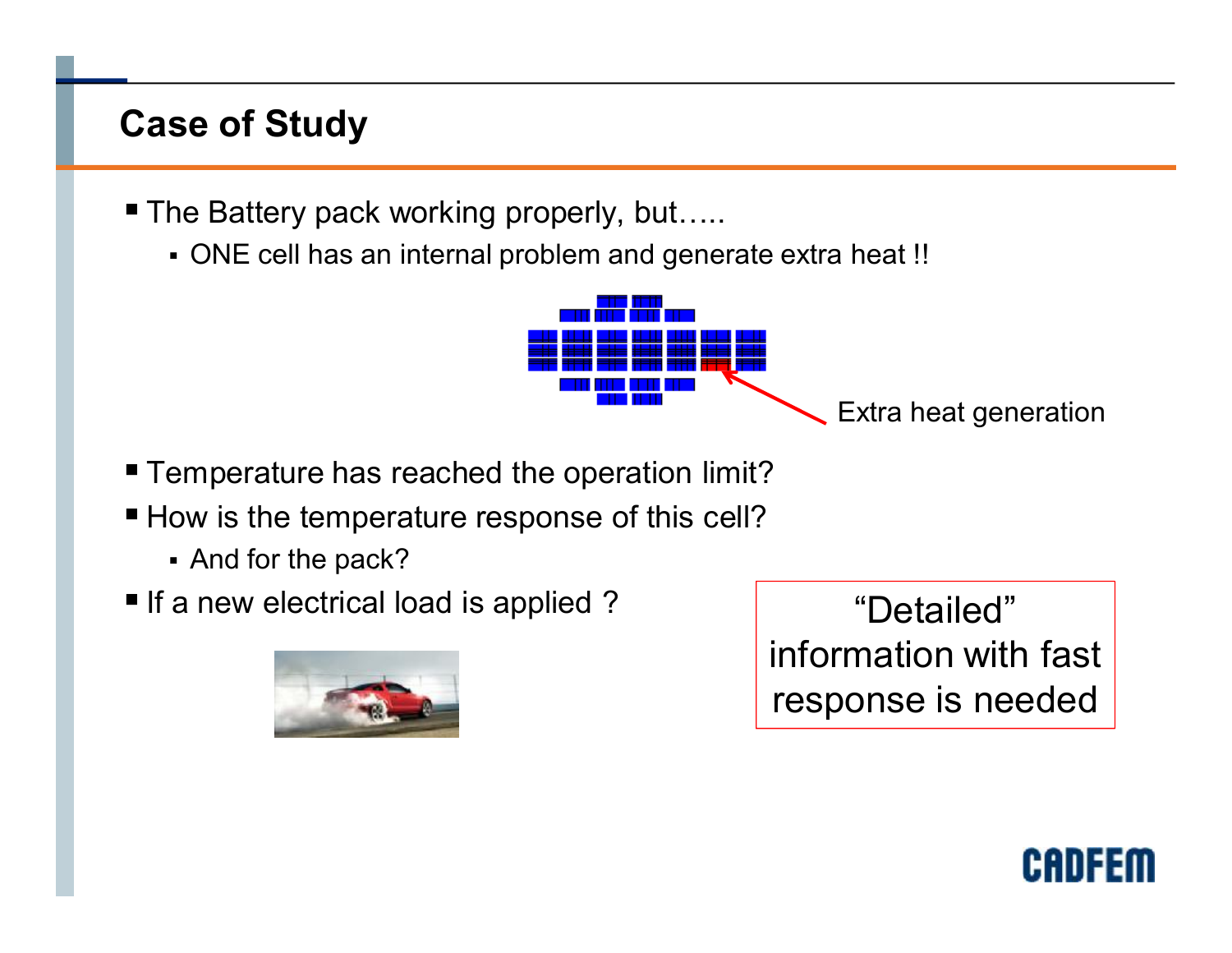## Case of Study

- The Battery pack working properly, but…..
  - ONE cell has an internal problem and generate extra heat !!

Extra heat generation

- Temperature has reached the operation limit?
- How is the temperature response of this cell?
  - And for the pack?
- If a new electrical load is applied ?

"Detailed" information with fast response is needed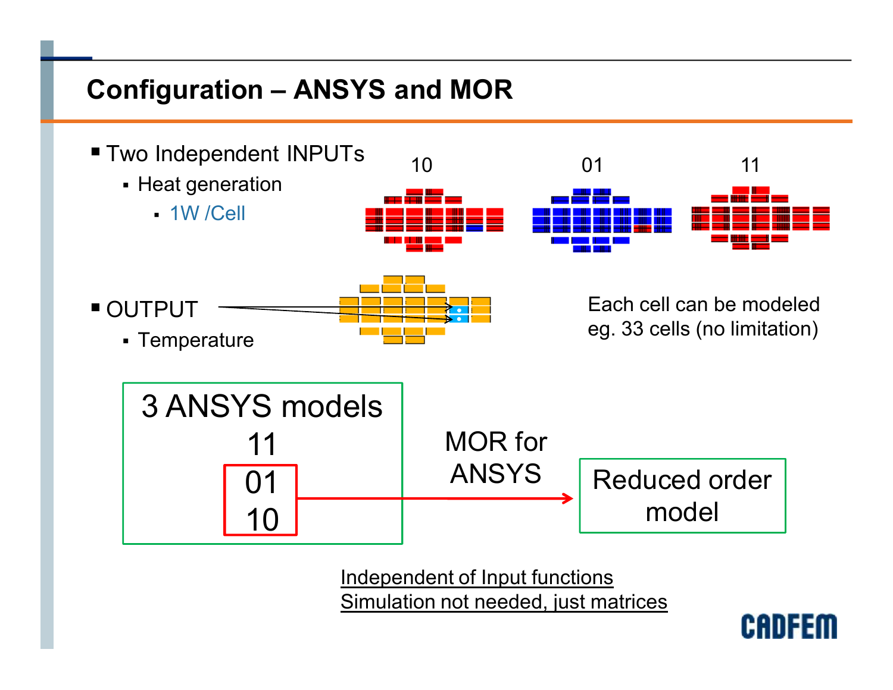# Configuration – ANSYS and MOR

- Two Independent INPUTs
  - Heat generation
    - 1W /Cell

10 01 11

- OUTPUT
  - Temperature

Each cell can be modeled eg. 33 cells (no limitation)

3 ANSYS models
11
01
10

MOR for ANSYS

Reduced order model

Independent of Input functions
Simulation not needed, just matrices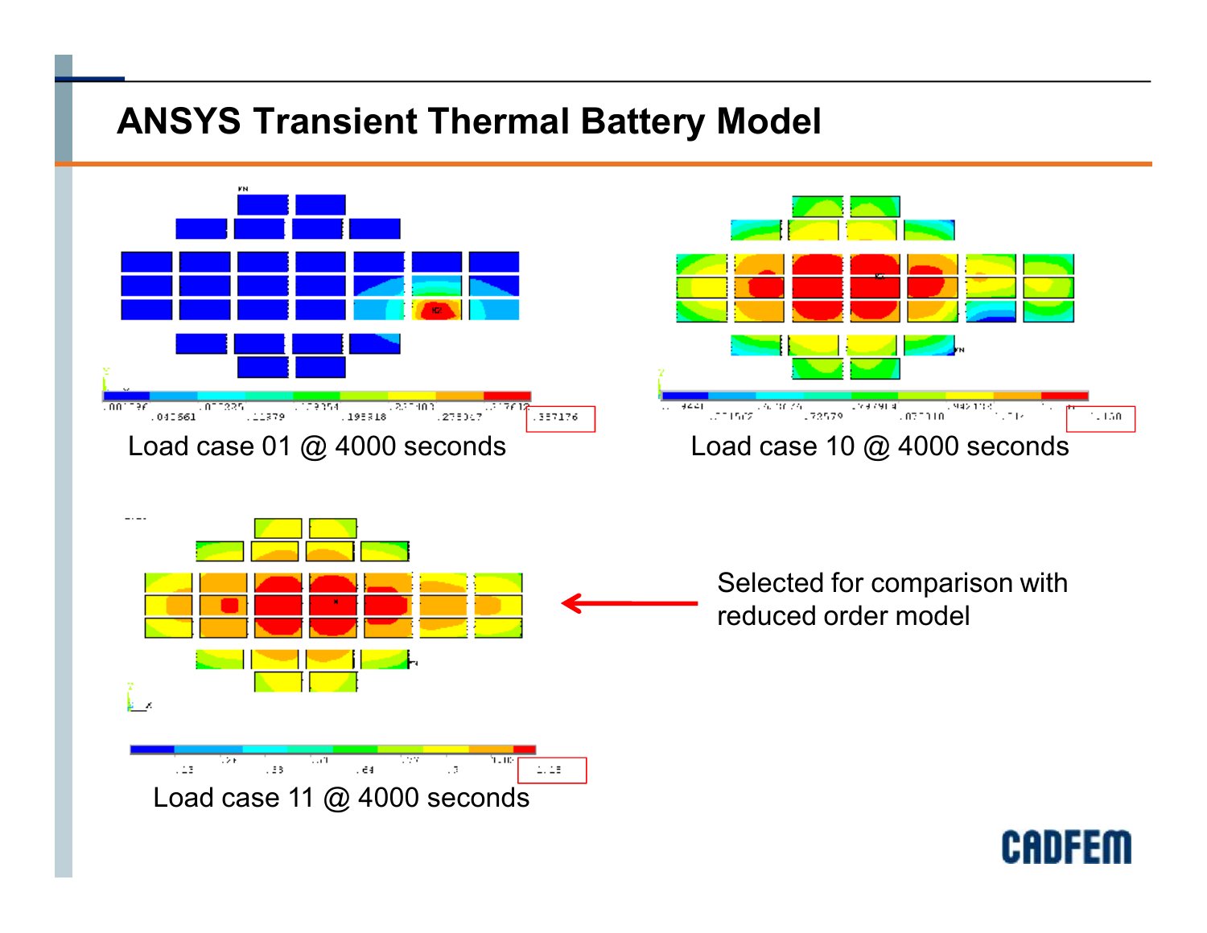# ANSYS Transient Thermal Battery Model

Load case 01 @ 4000 seconds

Load case 10 @ 4000 seconds

Load case 11 @ 4000 seconds

Selected for comparison with reduced order model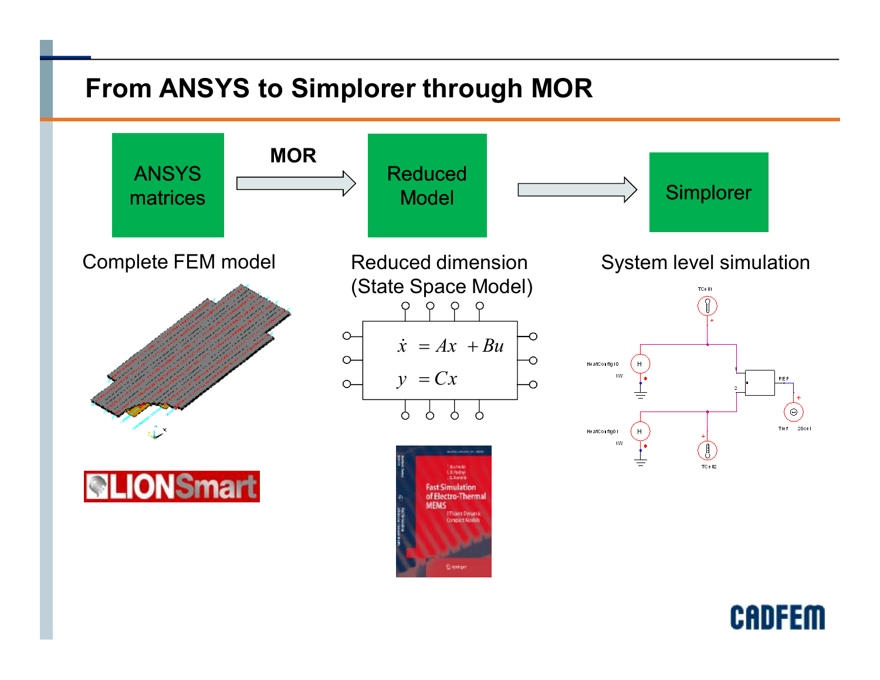# From ANSYS to Simplorer through MOR

ANSYS matrices → MOR → Reduced Model → Simplorer

Complete FEM model

Reduced dimension (State Space Model)

$$\dot{x} = Ax + Bu$$
$$y = Cx$$

System level simulation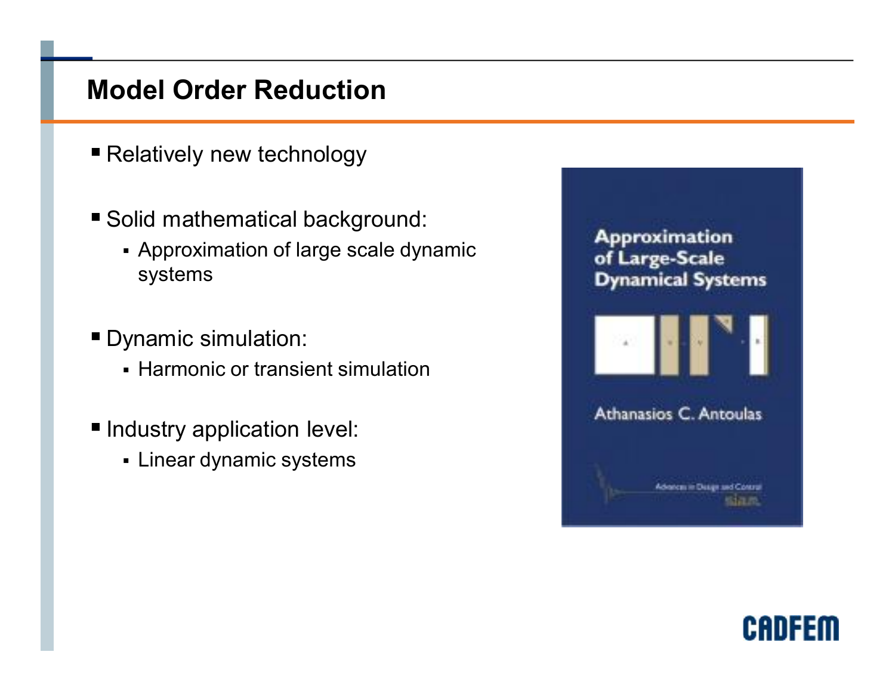# Model Order Reduction

- Relatively new technology
- Solid mathematical background:
  - Approximation of large scale dynamic systems
- Dynamic simulation:
  - Harmonic or transient simulation
- Industry application level:
  - Linear dynamic systems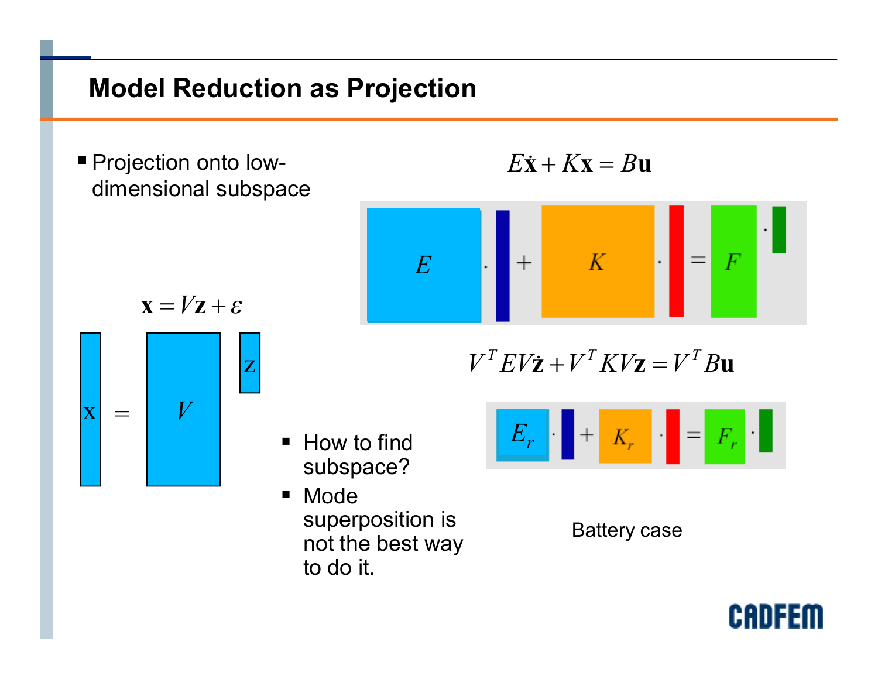# Model Reduction as Projection

- Projection onto low-dimensional subspace

$$E\dot{\mathbf{x}} + K\mathbf{x} = B\mathbf{u}$$

$$\mathbf{x} = V\mathbf{z} + \varepsilon$$

$$V^T E V \dot{\mathbf{z}} + V^T K V \mathbf{z} = V^T B \mathbf{u}$$

- How to find subspace?
- Mode superposition is not the best way to do it.

Battery case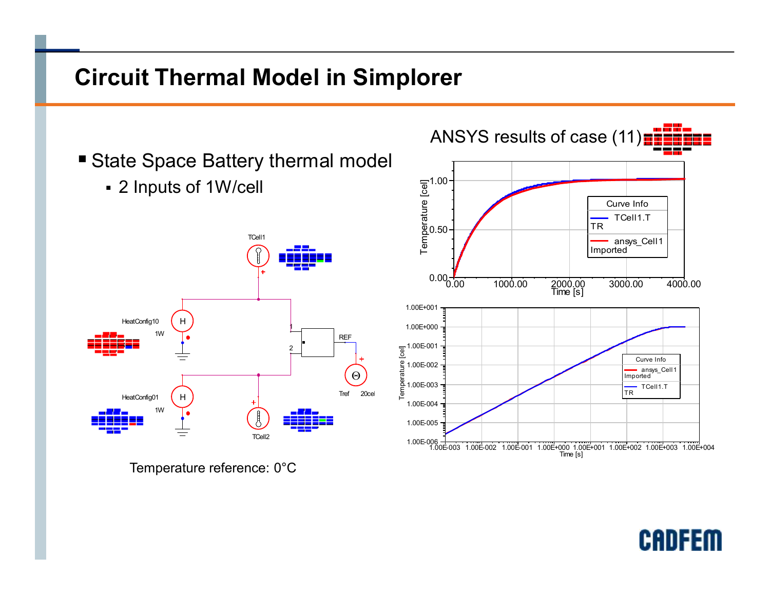# Circuit Thermal Model in Simplorer

- State Space Battery thermal model
  - 2 Inputs of 1W/cell

ANSYS results of case (11)

Temperature reference: 0°C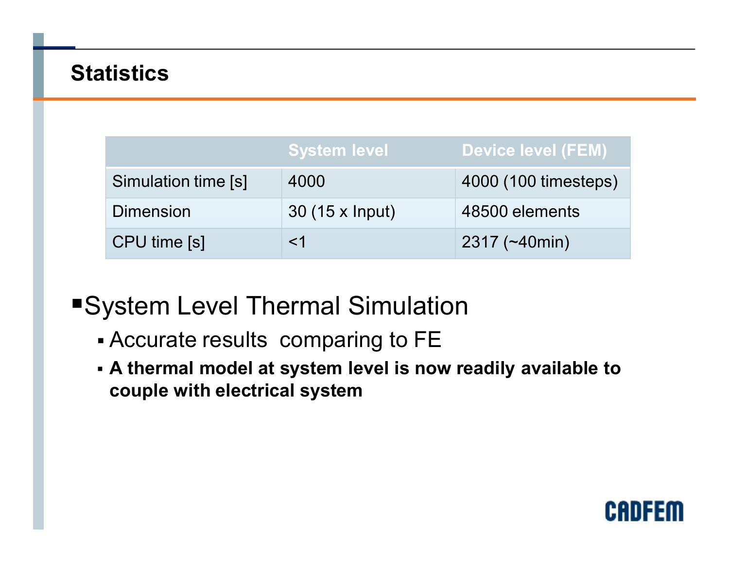## Statistics

| | System level | Device level (FEM) |
| --- | --- | --- |
| Simulation time [s] | 4000 | 4000 (100 timesteps) |
| Dimension | 30 (15 x Input) | 48500 elements |
| CPU time [s] | <1 | 2317 (~40min) |

- System Level Thermal Simulation
  - Accurate results comparing to FE
  - **A thermal model at system level is now readily available to couple with electrical system**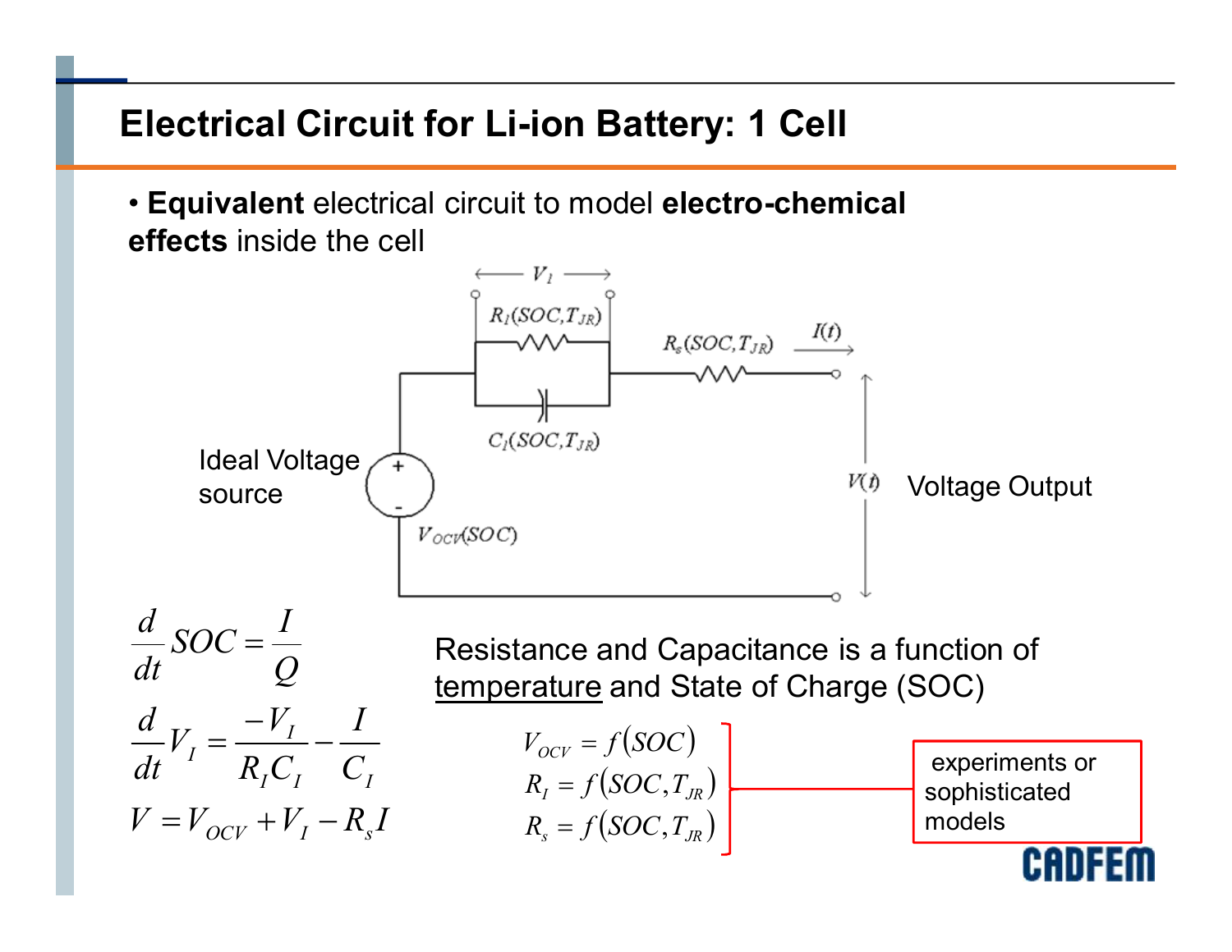# Electrical Circuit for Li-ion Battery: 1 Cell

- **Equivalent** electrical circuit to model **electro-chemical effects** inside the cell

$V_I$

$R_I(SOC, T_{JR})$

$R_s(SOC, T_{JR})$

$I(t)$

$C_I(SOC, T_{JR})$

Ideal Voltage source

$V_{OCV}(SOC)$

$V(t)$

Voltage Output

$$\frac{d}{dt}SOC = \frac{I}{Q}$$

$$\frac{d}{dt}V_I = \frac{-V_I}{R_I C_I} - \frac{I}{C_I}$$

$$V = V_{OCV} + V_I - R_s I$$

Resistance and Capacitance is a function of temperature and State of Charge (SOC)

$$V_{OCV} = f(SOC)$$
$$R_I = f(SOC, T_{JR})$$
$$R_s = f(SOC, T_{JR})$$

experiments or sophisticated models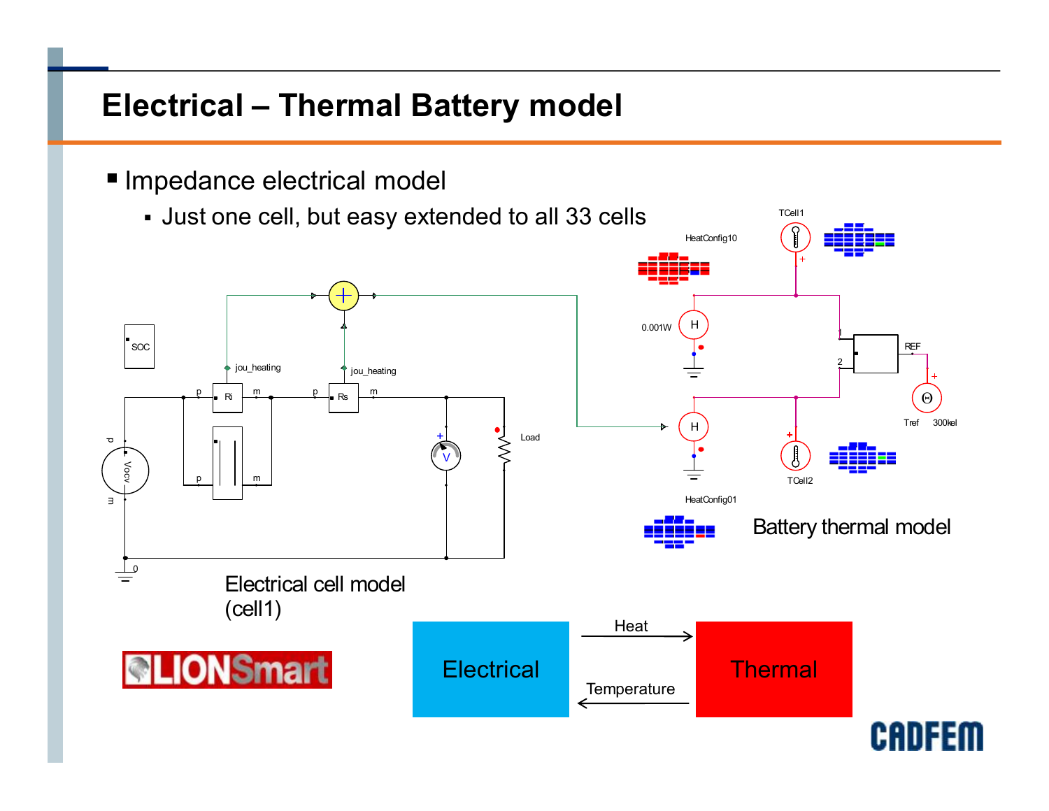# Electrical – Thermal Battery model

- Impedance electrical model
  - Just one cell, but easy extended to all 33 cells

Electrical cell model (cell1)

Battery thermal model

Electrical → Heat → Thermal

Thermal → Temperature → Electrical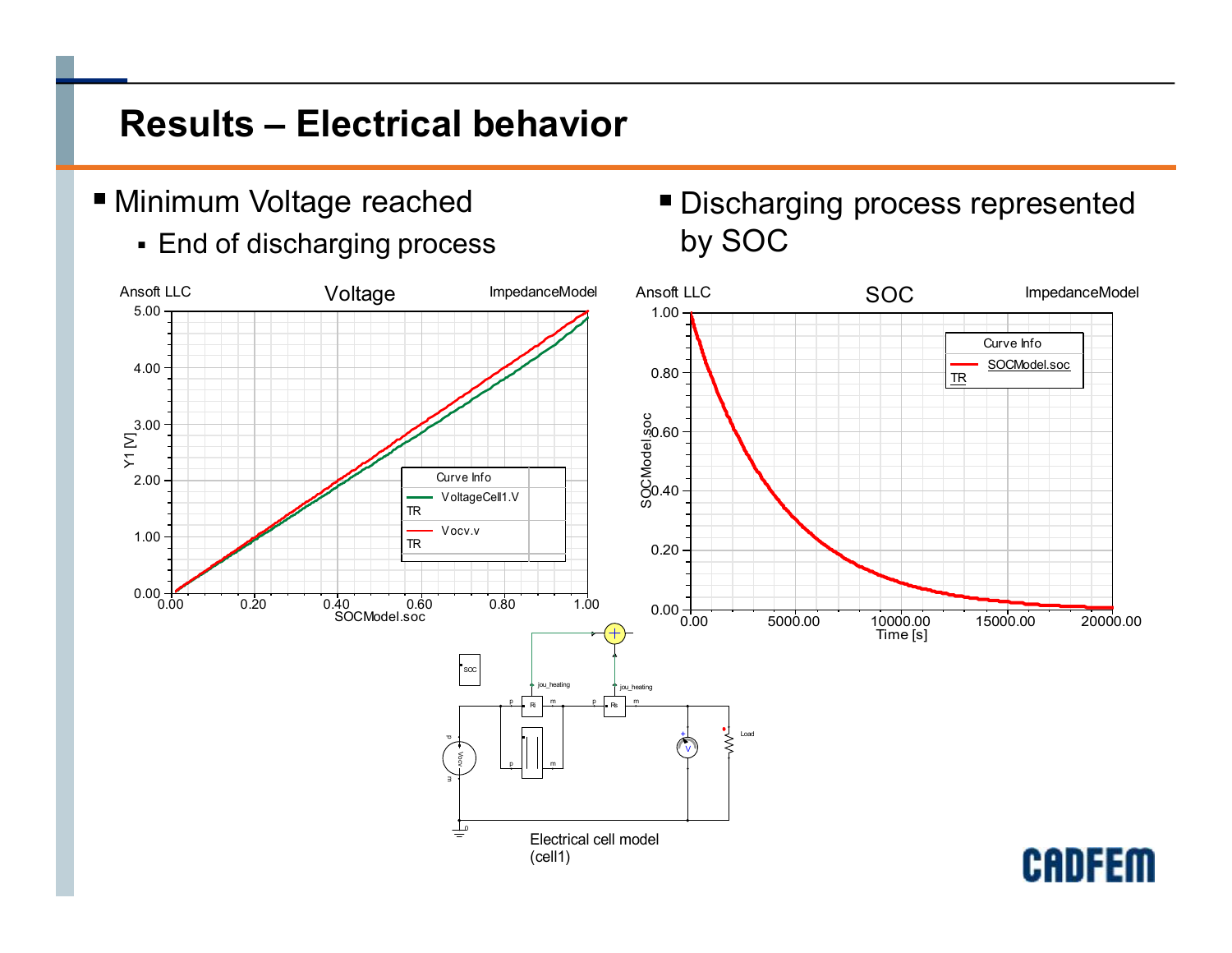# Results – Electrical behavior

- Minimum Voltage reached
  - End of discharging process
- Discharging process represented by SOC

Electrical cell model (cell1)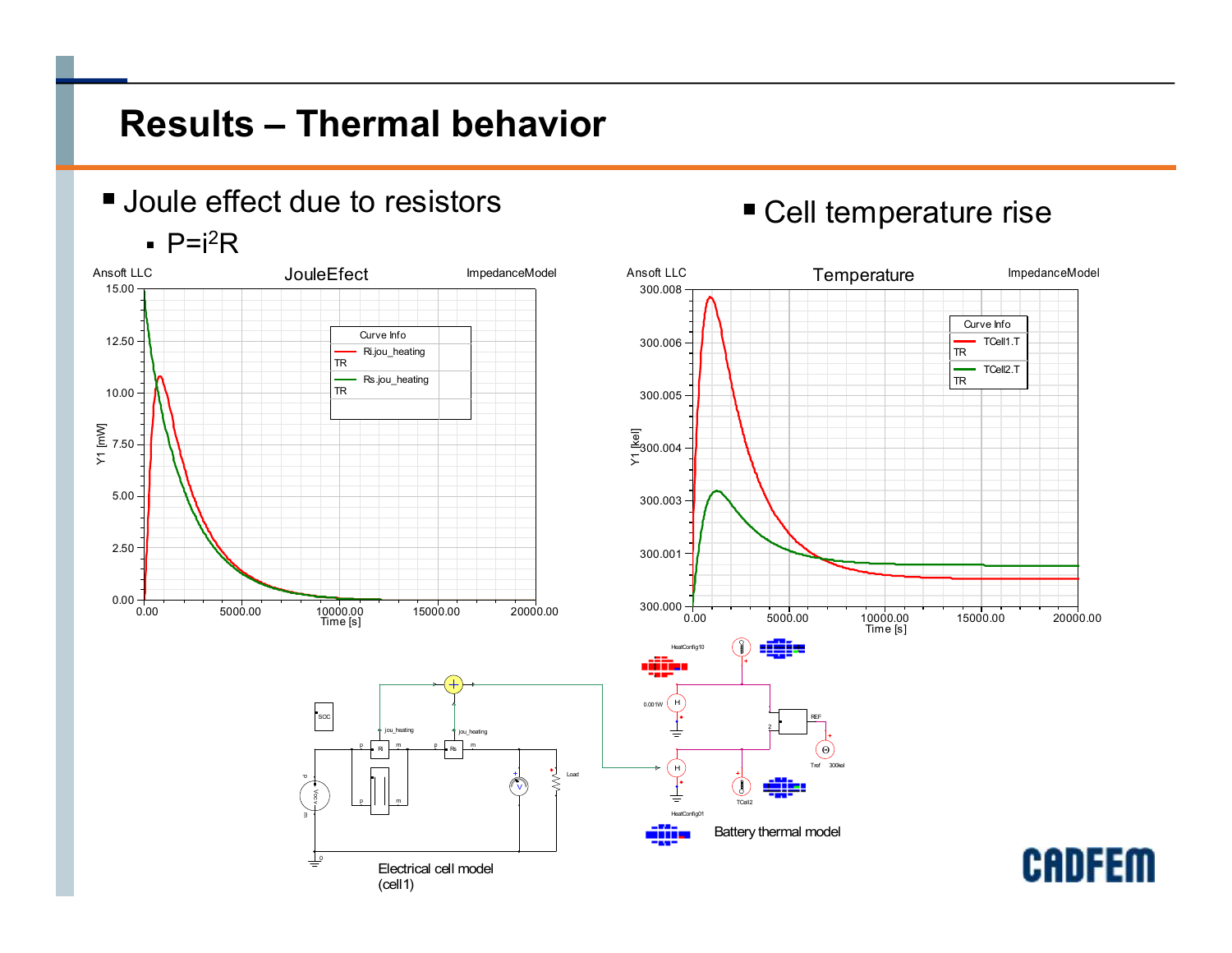# Results – Thermal behavior

- Joule effect due to resistors
  - $P=i^2R$
- Cell temperature rise

Electrical cell model (cell1)

Battery thermal model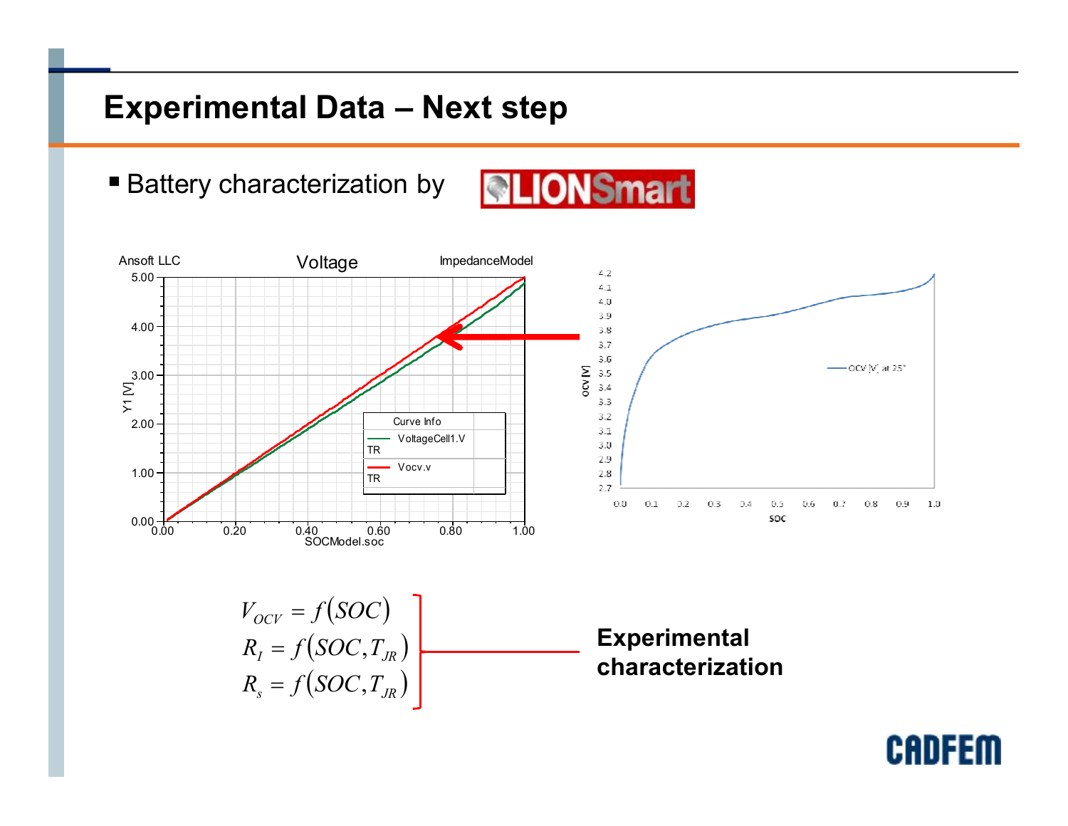# Experimental Data – Next step

- Battery characterization by LIONSmart

$$V_{OCV} = f(SOC)$$
$$R_I = f(SOC, T_{JR})$$
$$R_s = f(SOC, T_{JR})$$

**Experimental characterization**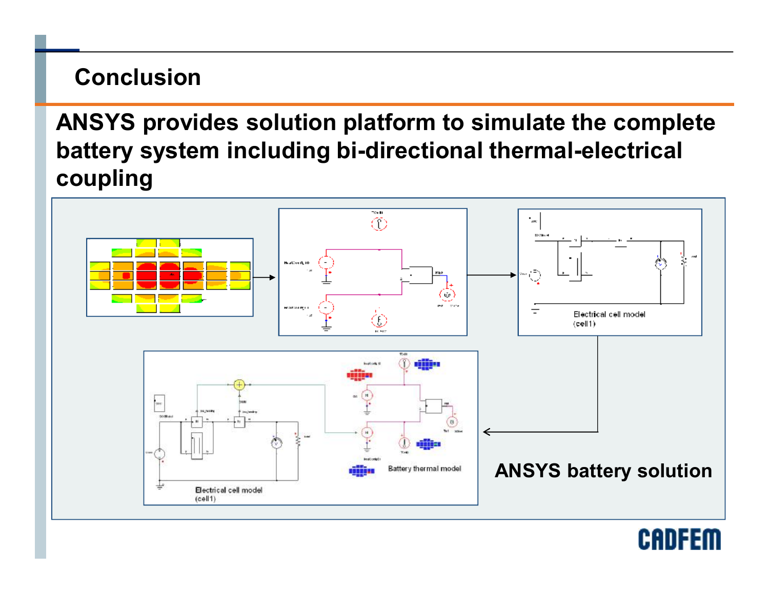## Conclusion

**ANSYS provides solution platform to simulate the complete battery system including bi-directional thermal-electrical coupling**

Electrical cell model
(cell1)

Electrical cell model
(cell1)

Battery thermal model

**ANSYS battery solution**